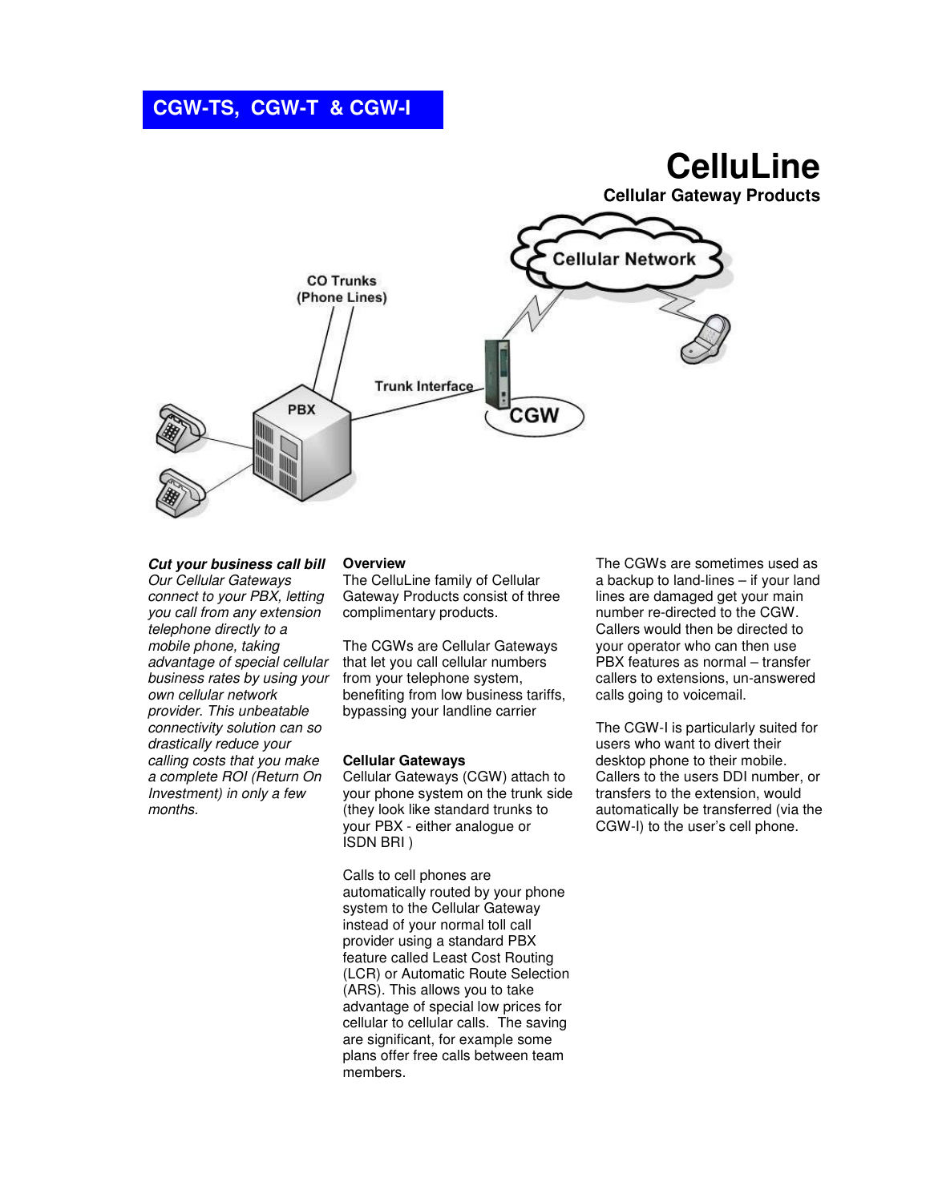# CGW-TS, CGW-T & CGW-I

# CelluLine

## Cellular Gateway Products

***Cut your business call bill***
*Our Cellular Gateways connect to your PBX, letting you call from any extension telephone directly to a mobile phone, taking advantage of special cellular business rates by using your own cellular network provider. This unbeatable connectivity solution can so drastically reduce your calling costs that you make a complete ROI (Return On Investment) in only a few months.*

**Overview**
The CelluLine family of Cellular Gateway Products consist of three complimentary products.

The CGWs are Cellular Gateways that let you call cellular numbers from your telephone system, benefiting from low business tariffs, bypassing your landline carrier

**Cellular Gateways**
Cellular Gateways (CGW) attach to your phone system on the trunk side (they look like standard trunks to your PBX - either analogue or ISDN BRI )

Calls to cell phones are automatically routed by your phone system to the Cellular Gateway instead of your normal toll call provider using a standard PBX feature called Least Cost Routing (LCR) or Automatic Route Selection (ARS). This allows you to take advantage of special low prices for cellular to cellular calls. The saving are significant, for example some plans offer free calls between team members.

The CGWs are sometimes used as a backup to land-lines – if your land lines are damaged get your main number re-directed to the CGW. Callers would then be directed to your operator who can then use PBX features as normal – transfer callers to extensions, un-answered calls going to voicemail.

The CGW-I is particularly suited for users who want to divert their desktop phone to their mobile. Callers to the users DDI number, or transfers to the extension, would automatically be transferred (via the CGW-I) to the user's cell phone.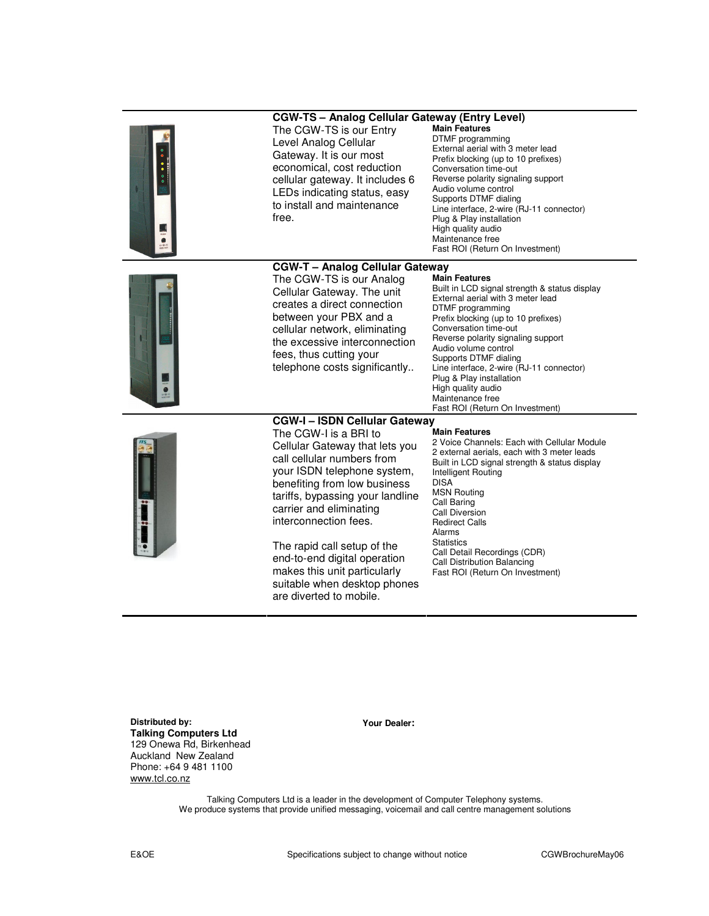## CGW-TS – Analog Cellular Gateway (Entry Level)

The CGW-TS is our Entry Level Analog Cellular Gateway. It is our most economical, cost reduction cellular gateway. It includes 6 LEDs indicating status, easy to install and maintenance free.

**Main Features**

- DTMF programming
- External aerial with 3 meter lead
- Prefix blocking (up to 10 prefixes)
- Conversation time-out
- Reverse polarity signaling support
- Audio volume control
- Supports DTMF dialing
- Line interface, 2-wire (RJ-11 connector)
- Plug & Play installation
- High quality audio
- Maintenance free
- Fast ROI (Return On Investment)

## CGW-T – Analog Cellular Gateway

The CGW-TS is our Analog Cellular Gateway. The unit creates a direct connection between your PBX and a cellular network, eliminating the excessive interconnection fees, thus cutting your telephone costs significantly..

**Main Features**

- Built in LCD signal strength & status display
- External aerial with 3 meter lead
- DTMF programming
- Prefix blocking (up to 10 prefixes)
- Conversation time-out
- Reverse polarity signaling support
- Audio volume control
- Supports DTMF dialing
- Line interface, 2-wire (RJ-11 connector)
- Plug & Play installation
- High quality audio
- Maintenance free
- Fast ROI (Return On Investment)

## CGW-I – ISDN Cellular Gateway

The CGW-I is a BRI to Cellular Gateway that lets you call cellular numbers from your ISDN telephone system, benefiting from low business tariffs, bypassing your landline carrier and eliminating interconnection fees.

The rapid call setup of the end-to-end digital operation makes this unit particularly suitable when desktop phones are diverted to mobile.

**Main Features**

- 2 Voice Channels: Each with Cellular Module
- 2 external aerials, each with 3 meter leads
- Built in LCD signal strength & status display
- Intelligent Routing
- DISA
- MSN Routing
- Call Baring
- Call Diversion
- Redirect Calls
- Alarms
- Statistics
- Call Detail Recordings (CDR)
- Call Distribution Balancing
- Fast ROI (Return On Investment)

**Distributed by:**
**Talking Computers Ltd**
129 Onewa Rd, Birkenhead
Auckland New Zealand
Phone: +64 9 481 1100
www.tcl.co.nz

**Your Dealer:**

Talking Computers Ltd is a leader in the development of Computer Telephony systems.
We produce systems that provide unified messaging, voicemail and call centre management solutions

E&OE Specifications subject to change without notice CGWBrochureMay06